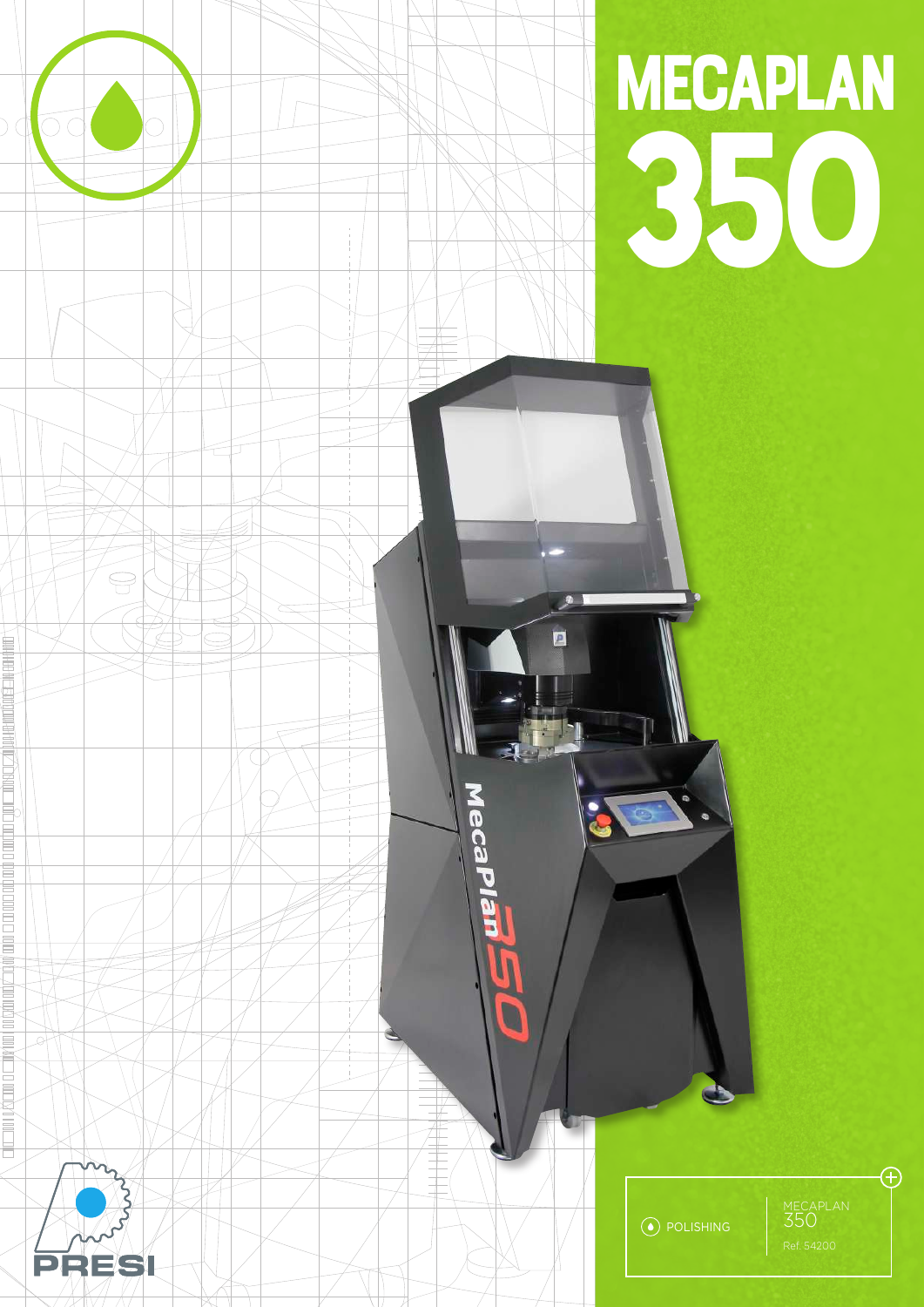# MECAPLAN 350

POLISHING

MECAPLAN 350

Ref. 54200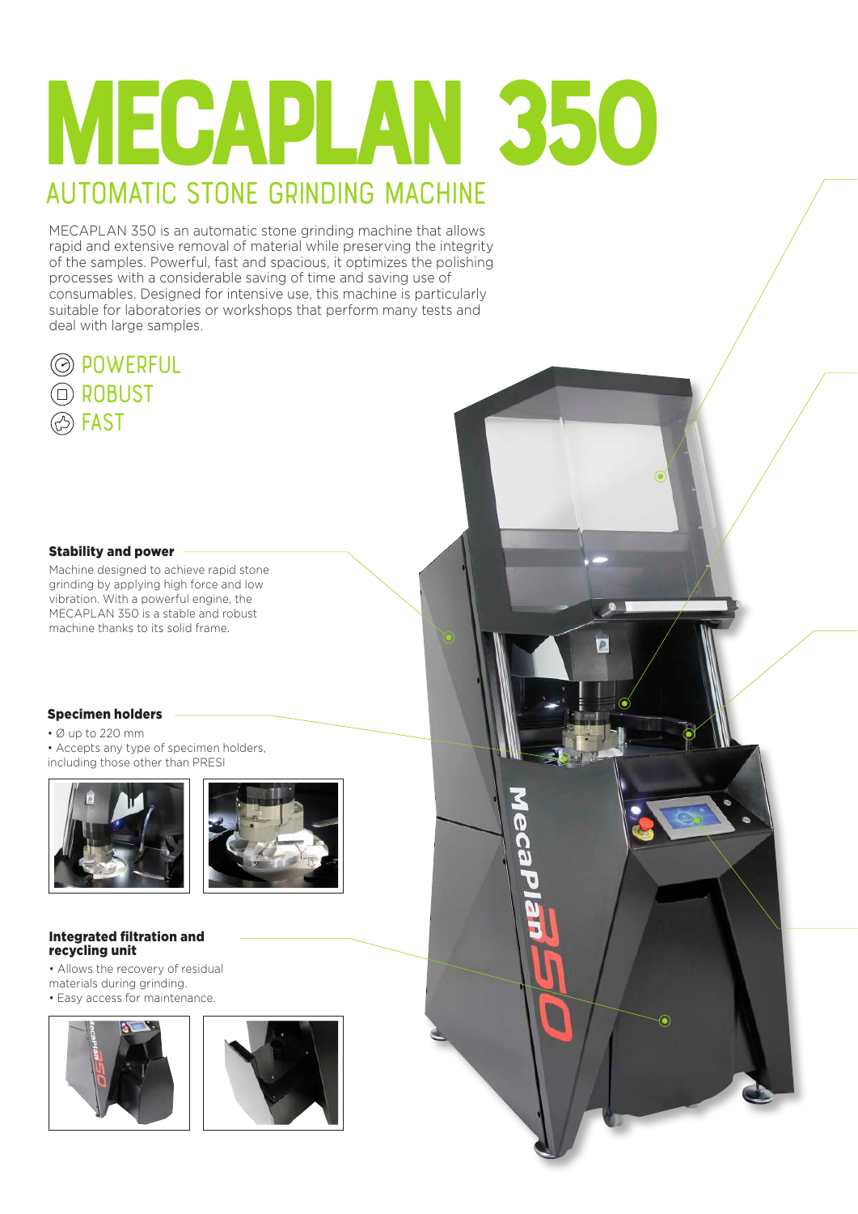# MECAPLAN 350

## AUTOMATIC STONE GRINDING MACHINE

MECAPLAN 350 is an automatic stone grinding machine that allows rapid and extensive removal of material while preserving the integrity of the samples. Powerful, fast and spacious, it optimizes the polishing processes with a considerable saving of time and saving use of consumables. Designed for intensive use, this machine is particularly suitable for laboratories or workshops that perform many tests and deal with large samples.

- POWERFUL
- ROBUST
- FAST

**Stability and power**

Machine designed to achieve rapid stone grinding by applying high force and low vibration. With a powerful engine, the MECAPLAN 350 is a stable and robust machine thanks to its solid frame.

**Specimen holders**

- Ø up to 220 mm
- Accepts any type of specimen holders, including those other than PRESI

**Integrated filtration and recycling unit**

- Allows the recovery of residual materials during grinding.
- Easy access for maintenance.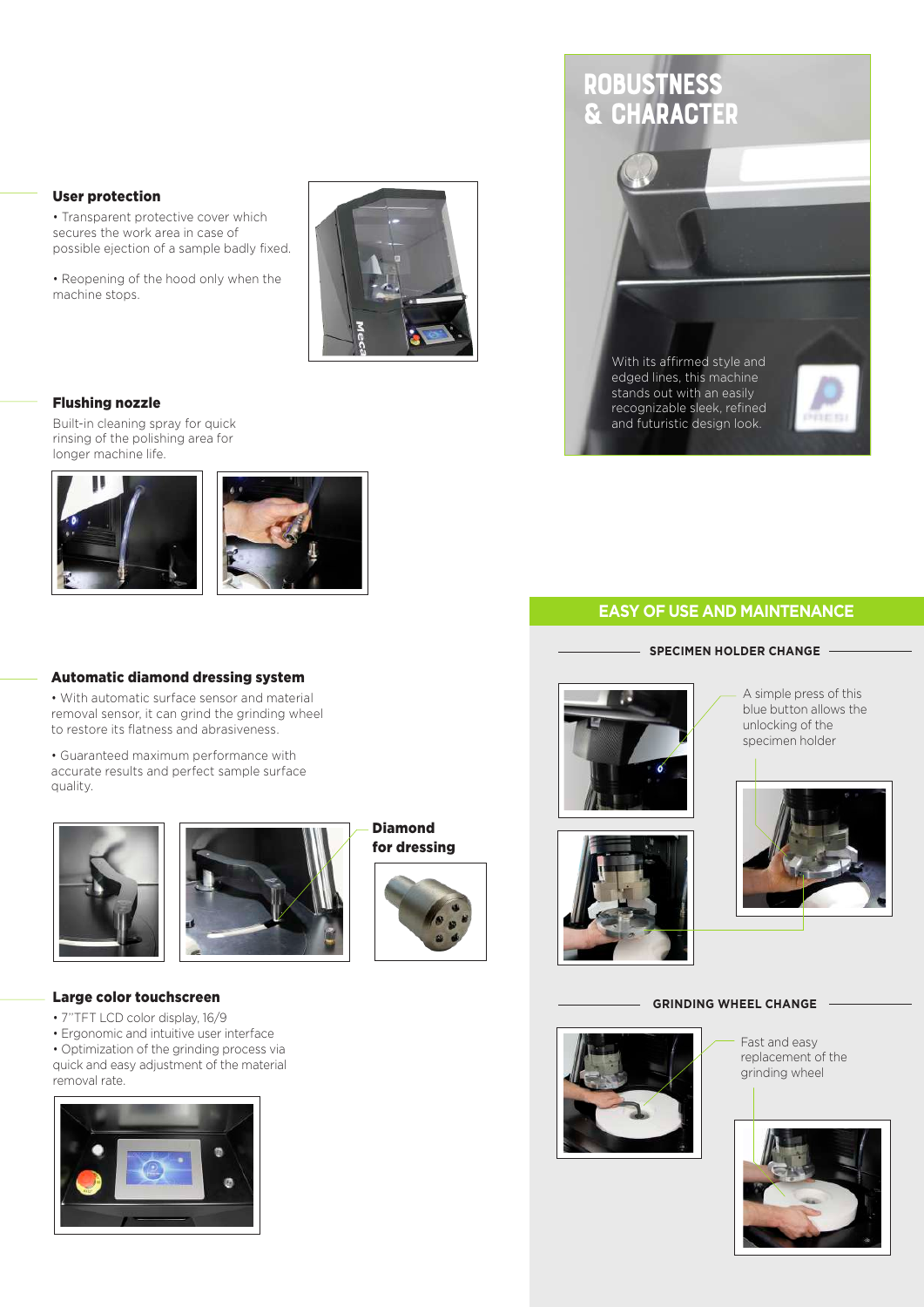### User protection

- Transparent protective cover which secures the work area in case of possible ejection of a sample badly fixed.
- Reopening of the hood only when the machine stops.

### Flushing nozzle

Built-in cleaning spray for quick rinsing of the polishing area for longer machine life.

### Automatic diamond dressing system

- With automatic surface sensor and material removal sensor, it can grind the grinding wheel to restore its flatness and abrasiveness.
- Guaranteed maximum performance with accurate results and perfect sample surface quality.

**Diamond for dressing**

### Large color touchscreen

- 7"TFT LCD color display, 16/9
- Ergonomic and intuitive user interface
- Optimization of the grinding process via quick and easy adjustment of the material removal rate.

## ROBUSTNESS & CHARACTER

With its affirmed style and edged lines, this machine stands out with an easily recognizable sleek, refined and futuristic design look.

## EASY OF USE AND MAINTENANCE

### SPECIMEN HOLDER CHANGE

A simple press of this blue button allows the unlocking of the specimen holder

### GRINDING WHEEL CHANGE

Fast and easy replacement of the grinding wheel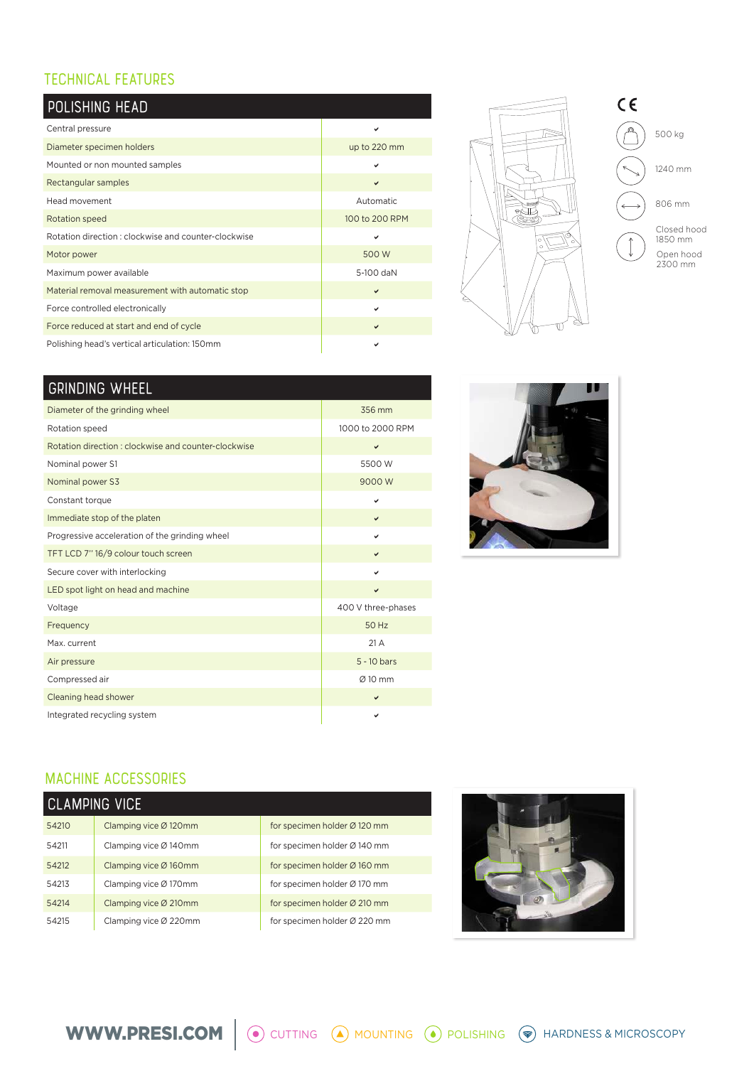## TECHNICAL FEATURES

| POLISHING HEAD | |
|---|---|
| Central pressure | ✔ |
| Diameter specimen holders | up to 220 mm |
| Mounted or non mounted samples | ✔ |
| Rectangular samples | ✔ |
| Head movement | Automatic |
| Rotation speed | 100 to 200 RPM |
| Rotation direction : clockwise and counter-clockwise | ✔ |
| Motor power | 500 W |
| Maximum power available | 5-100 daN |
| Material removal measurement with automatic stop | ✔ |
| Force controlled electronically | ✔ |
| Force reduced at start and end of cycle | ✔ |
| Polishing head's vertical articulation: 150mm | ✔ |

CE

500 kg

1240 mm

806 mm

Closed hood 1850 mm

Open hood 2300 mm

| GRINDING WHEEL | |
|---|---|
| Diameter of the grinding wheel | 356 mm |
| Rotation speed | 1000 to 2000 RPM |
| Rotation direction : clockwise and counter-clockwise | ✔ |
| Nominal power S1 | 5500 W |
| Nominal power S3 | 9000 W |
| Constant torque | ✔ |
| Immediate stop of the platen | ✔ |
| Progressive acceleration of the grinding wheel | ✔ |
| TFT LCD 7'' 16/9 colour touch screen | ✔ |
| Secure cover with interlocking | ✔ |
| LED spot light on head and machine | ✔ |
| Voltage | 400 V three-phases |
| Frequency | 50 Hz |
| Max. current | 21 A |
| Air pressure | 5 - 10 bars |
| Compressed air | Ø 10 mm |
| Cleaning head shower | ✔ |
| Integrated recycling system | ✔ |

## MACHINE ACCESSORIES

| CLAMPING VICE | | |
|---|---|---|
| 54210 | Clamping vice Ø 120mm | for specimen holder Ø 120 mm |
| 54211 | Clamping vice Ø 140mm | for specimen holder Ø 140 mm |
| 54212 | Clamping vice Ø 160mm | for specimen holder Ø 160 mm |
| 54213 | Clamping vice Ø 170mm | for specimen holder Ø 170 mm |
| 54214 | Clamping vice Ø 210mm | for specimen holder Ø 210 mm |
| 54215 | Clamping vice Ø 220mm | for specimen holder Ø 220 mm |

WWW.PRESI.COM | CUTTING | MOUNTING | POLISHING | HARDNESS & MICROSCOPY